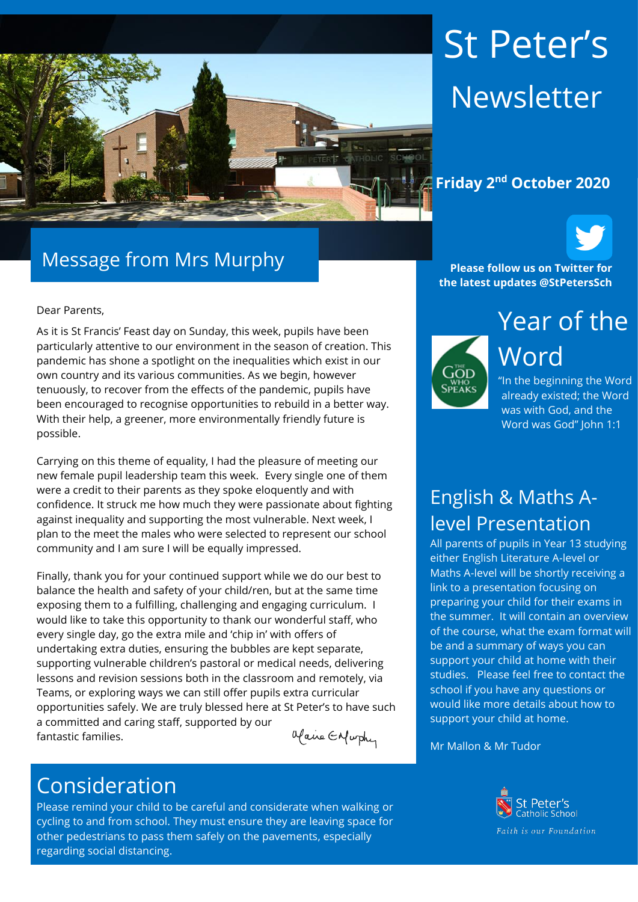# St Peter's Newsletter

**Friday 2nd October 2020**

## Message from Mrs Murphy

Dear Parents,

As it is St Francis' Feast day on Sunday, this week, pupils have been particularly attentive to our environment in the season of creation. This pandemic has shone a spotlight on the inequalities which exist in our own country and its various communities. As we begin, however tenuously, to recover from the effects of the pandemic, pupils have been encouraged to recognise opportunities to rebuild in a better way. With their help, a greener, more environmentally friendly future is possible.

Carrying on this theme of equality, I had the pleasure of meeting our new female pupil leadership team this week. Every single one of them were a credit to their parents as they spoke eloquently and with confidence. It struck me how much they were passionate about fighting against inequality and supporting the most vulnerable. Next week, I plan to the meet the males who were selected to represent our school community and I am sure I will be equally impressed.

Finally, thank you for your continued support while we do our best to balance the health and safety of your child/ren, but at the same time exposing them to a fulfilling, challenging and engaging curriculum. I would like to take this opportunity to thank our wonderful staff, who every single day, go the extra mile and 'chip in' with offers of undertaking extra duties, ensuring the bubbles are kept separate, supporting vulnerable children's pastoral or medical needs, delivering lessons and revision sessions both in the classroom and remotely, via Teams, or exploring ways we can still offer pupils extra curricular opportunities safely. We are truly blessed here at St Peter's to have such a committed and caring staff, supported by our fantastic families.

Claire E Murphy

## Consideration

Please remind your child to be careful and considerate when walking or cycling to and from school. They must ensure they are leaving space for other pedestrians to pass them safely on the pavements, especially regarding social distancing.

**Please follow us on Twitter for the latest updates @StPetersSch**

## Year of the Word

The God Who Speaks

"In the beginning the Word already existed; the Word was with God, and the Word was God" John 1:1

## English & Maths A-level Presentation

All parents of pupils in Year 13 studying either English Literature A-level or Maths A-level will be shortly receiving a link to a presentation focusing on preparing your child for their exams in the summer. It will contain an overview of the course, what the exam format will be and a summary of ways you can support your child at home with their studies. Please feel free to contact the school if you have any questions or would like more details about how to support your child at home.

Mr Mallon & Mr Tudor

St Peter's Catholic School

*Faith is our Foundation*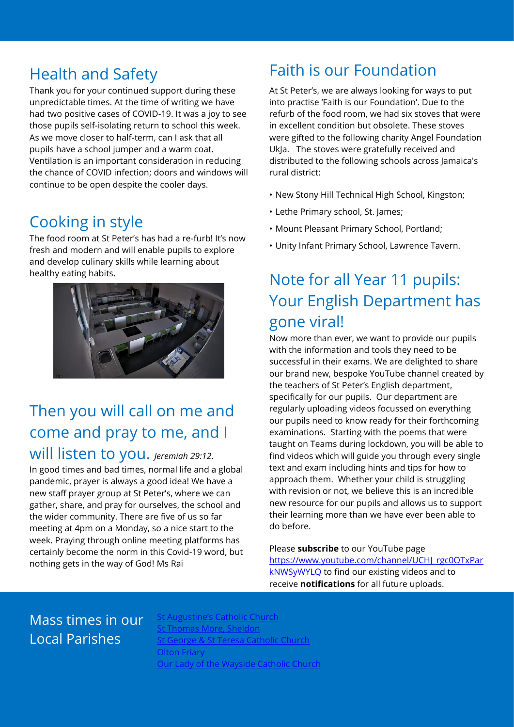## Health and Safety

Thank you for your continued support during these unpredictable times. At the time of writing we have had two positive cases of COVID-19. It was a joy to see those pupils self-isolating return to school this week. As we move closer to half-term, can I ask that all pupils have a school jumper and a warm coat. Ventilation is an important consideration in reducing the chance of COVID infection; doors and windows will continue to be open despite the cooler days.

## Cooking in style

The food room at St Peter's has had a re-furb! It's now fresh and modern and will enable pupils to explore and develop culinary skills while learning about healthy eating habits.

## Then you will call on me and come and pray to me, and I will listen to you. *Jeremiah 29:12*.

In good times and bad times, normal life and a global pandemic, prayer is always a good idea! We have a new staff prayer group at St Peter's, where we can gather, share, and pray for ourselves, the school and the wider community. There are five of us so far meeting at 4pm on a Monday, so a nice start to the week. Praying through online meeting platforms has certainly become the norm in this Covid-19 word, but nothing gets in the way of God! Ms Rai

## Faith is our Foundation

At St Peter's, we are always looking for ways to put into practise 'Faith is our Foundation'. Due to the refurb of the food room, we had six stoves that were in excellent condition but obsolete. These stoves were gifted to the following charity Angel Foundation UkJa. The stoves were gratefully received and distributed to the following schools across Jamaica's rural district:

- New Stony Hill Technical High School, Kingston;
- Lethe Primary school, St. James;
- Mount Pleasant Primary School, Portland;
- Unity Infant Primary School, Lawrence Tavern.

## Note for all Year 11 pupils: Your English Department has gone viral!

Now more than ever, we want to provide our pupils with the information and tools they need to be successful in their exams. We are delighted to share our brand new, bespoke YouTube channel created by the teachers of St Peter's English department, specifically for our pupils. Our department are regularly uploading videos focussed on everything our pupils need to know ready for their forthcoming examinations. Starting with the poems that were taught on Teams during lockdown, you will be able to find videos which will guide you through every single text and exam including hints and tips for how to approach them. Whether your child is struggling with revision or not, we believe this is an incredible new resource for our pupils and allows us to support their learning more than we have ever been able to do before.

Please **subscribe** to our YouTube page https://www.youtube.com/channel/UCHJ_rgc0OTxParkNWSyWYLQ to find our existing videos and to receive **notifications** for all future uploads.

## Mass times in our Local Parishes

St Augustine's Catholic Church
St Thomas More, Sheldon
St George & St Teresa Catholic Church
Olton Friary
Our Lady of the Wayside Catholic Church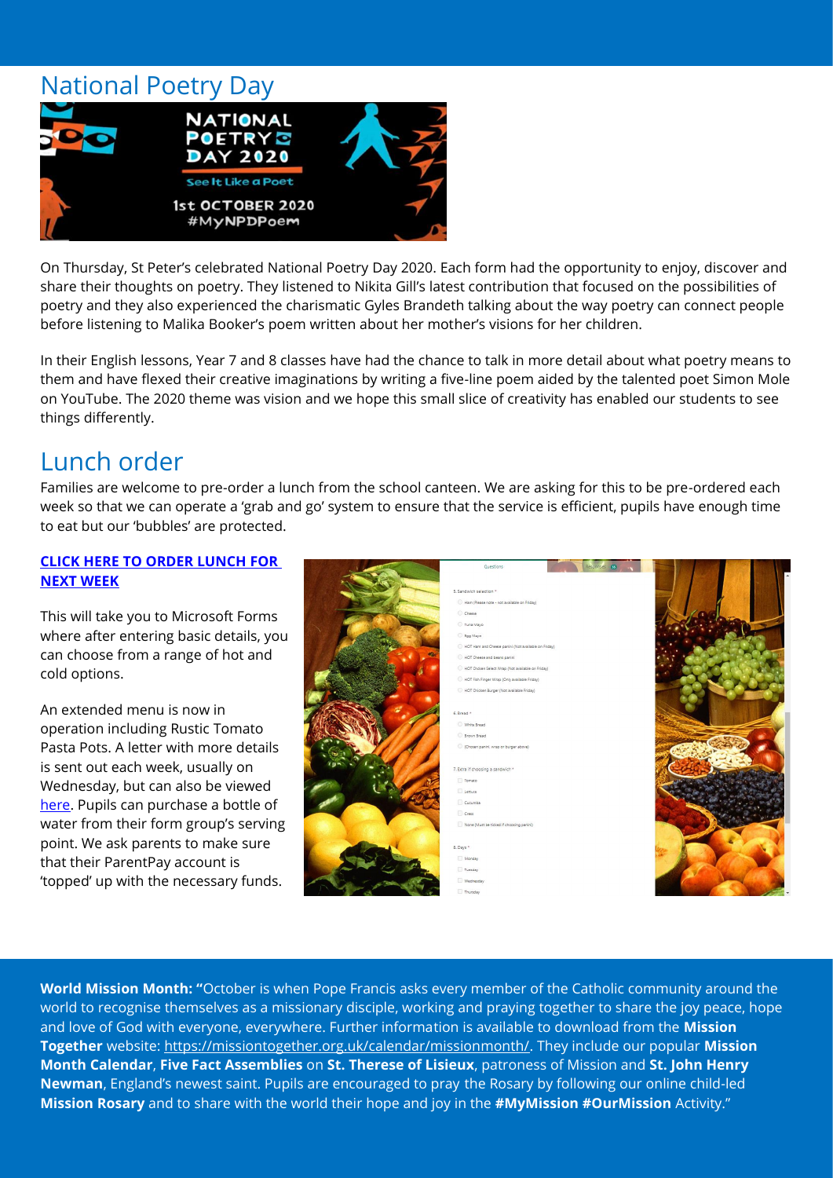## National Poetry Day

On Thursday, St Peter's celebrated National Poetry Day 2020. Each form had the opportunity to enjoy, discover and share their thoughts on poetry. They listened to Nikita Gill's latest contribution that focused on the possibilities of poetry and they also experienced the charismatic Gyles Brandeth talking about the way poetry can connect people before listening to Malika Booker's poem written about her mother's visions for her children.

In their English lessons, Year 7 and 8 classes have had the chance to talk in more detail about what poetry means to them and have flexed their creative imaginations by writing a five-line poem aided by the talented poet Simon Mole on YouTube. The 2020 theme was vision and we hope this small slice of creativity has enabled our students to see things differently.

## Lunch order

Families are welcome to pre-order a lunch from the school canteen. We are asking for this to be pre-ordered each week so that we can operate a 'grab and go' system to ensure that the service is efficient, pupils have enough time to eat but our 'bubbles' are protected.

**CLICK HERE TO ORDER LUNCH FOR NEXT WEEK**

This will take you to Microsoft Forms where after entering basic details, you can choose from a range of hot and cold options.

An extended menu is now in operation including Rustic Tomato Pasta Pots. A letter with more details is sent out each week, usually on Wednesday, but can also be viewed here. Pupils can purchase a bottle of water from their form group's serving point. We ask parents to make sure that their ParentPay account is 'topped' up with the necessary funds.

**World Mission Month:** "October is when Pope Francis asks every member of the Catholic community around the world to recognise themselves as a missionary disciple, working and praying together to share the joy peace, hope and love of God with everyone, everywhere. Further information is available to download from the **Mission Together** website: https://missiontogether.org.uk/calendar/missionmonth/. They include our popular **Mission Month Calendar**, **Five Fact Assemblies** on **St. Therese of Lisieux**, patroness of Mission and **St. John Henry Newman**, England's newest saint. Pupils are encouraged to pray the Rosary by following our online child-led **Mission Rosary** and to share with the world their hope and joy in the **#MyMission #OurMission** Activity."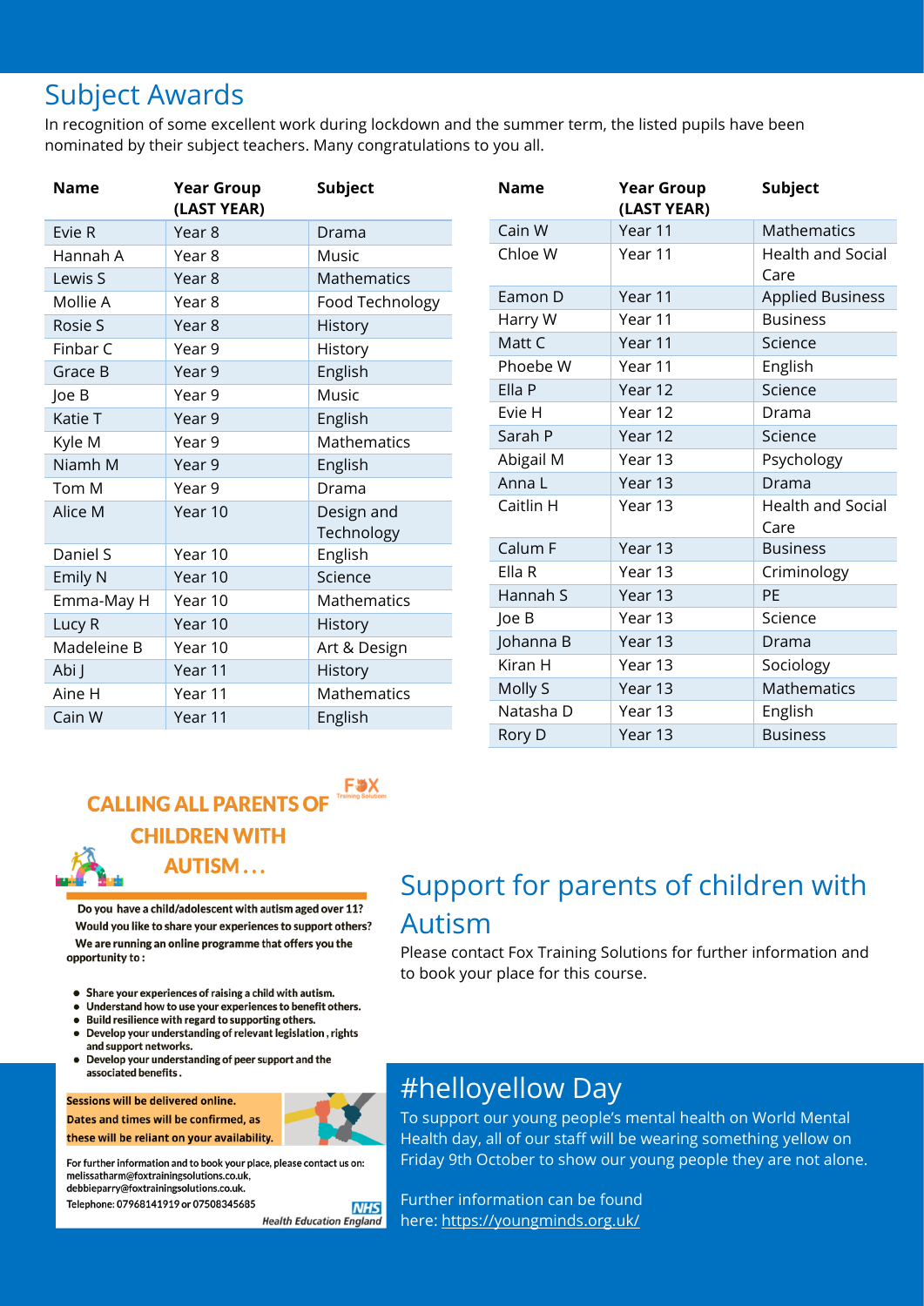## Subject Awards

In recognition of some excellent work during lockdown and the summer term, the listed pupils have been nominated by their subject teachers. Many congratulations to you all.

| Name | Year Group (LAST YEAR) | Subject |
|---|---|---|
| Evie R | Year 8 | Drama |
| Hannah A | Year 8 | Music |
| Lewis S | Year 8 | Mathematics |
| Mollie A | Year 8 | Food Technology |
| Rosie S | Year 8 | History |
| Finbar C | Year 9 | History |
| Grace B | Year 9 | English |
| Joe B | Year 9 | Music |
| Katie T | Year 9 | English |
| Kyle M | Year 9 | Mathematics |
| Niamh M | Year 9 | English |
| Tom M | Year 9 | Drama |
| Alice M | Year 10 | Design and Technology |
| Daniel S | Year 10 | English |
| Emily N | Year 10 | Science |
| Emma-May H | Year 10 | Mathematics |
| Lucy R | Year 10 | History |
| Madeleine B | Year 10 | Art & Design |
| Abi J | Year 11 | History |
| Aine H | Year 11 | Mathematics |
| Cain W | Year 11 | English |
| Cain W | Year 11 | Mathematics |
| Chloe W | Year 11 | Health and Social Care |
| Eamon D | Year 11 | Applied Business |
| Harry W | Year 11 | Business |
| Matt C | Year 11 | Science |
| Phoebe W | Year 11 | English |
| Ella P | Year 12 | Science |
| Evie H | Year 12 | Drama |
| Sarah P | Year 12 | Science |
| Abigail M | Year 13 | Psychology |
| Anna L | Year 13 | Drama |
| Caitlin H | Year 13 | Health and Social Care |
| Calum F | Year 13 | Business |
| Ella R | Year 13 | Criminology |
| Hannah S | Year 13 | PE |
| Joe B | Year 13 | Science |
| Johanna B | Year 13 | Drama |
| Kiran H | Year 13 | Sociology |
| Molly S | Year 13 | Mathematics |
| Natasha D | Year 13 | English |
| Rory D | Year 13 | Business |

**CALLING ALL PARENTS OF CHILDREN WITH AUTISM...**

FOX Training Solutions

**Do you have a child/adolescent with autism aged over 11?**
**Would you like to share your experiences to support others?**
**We are running an online programme that offers you the opportunity to:**

- **Share your experiences of raising a child with autism.**
- **Understand how to use your experiences to benefit others.**
- **Build resilience with regard to supporting others.**
- **Develop your understanding of relevant legislation, rights and support networks.**
- **Develop your understanding of peer support and the associated benefits.**

**Sessions will be delivered online.**
**Dates and times will be confirmed, as these will be reliant on your availability.**

**For further information and to book your place, please contact us on:**
**melissatharm@foxtrainingsolutions.co.uk,**
**debbieparry@foxtrainingsolutions.co.uk.**
**Telephone: 07968141919 or 07508345685**

NHS Health Education England

## Support for parents of children with Autism

Please contact Fox Training Solutions for further information and to book your place for this course.

## #helloyellow Day

To support our young people's mental health on World Mental Health day, all of our staff will be wearing something yellow on Friday 9th October to show our young people they are not alone.

Further information can be found here: https://youngminds.org.uk/